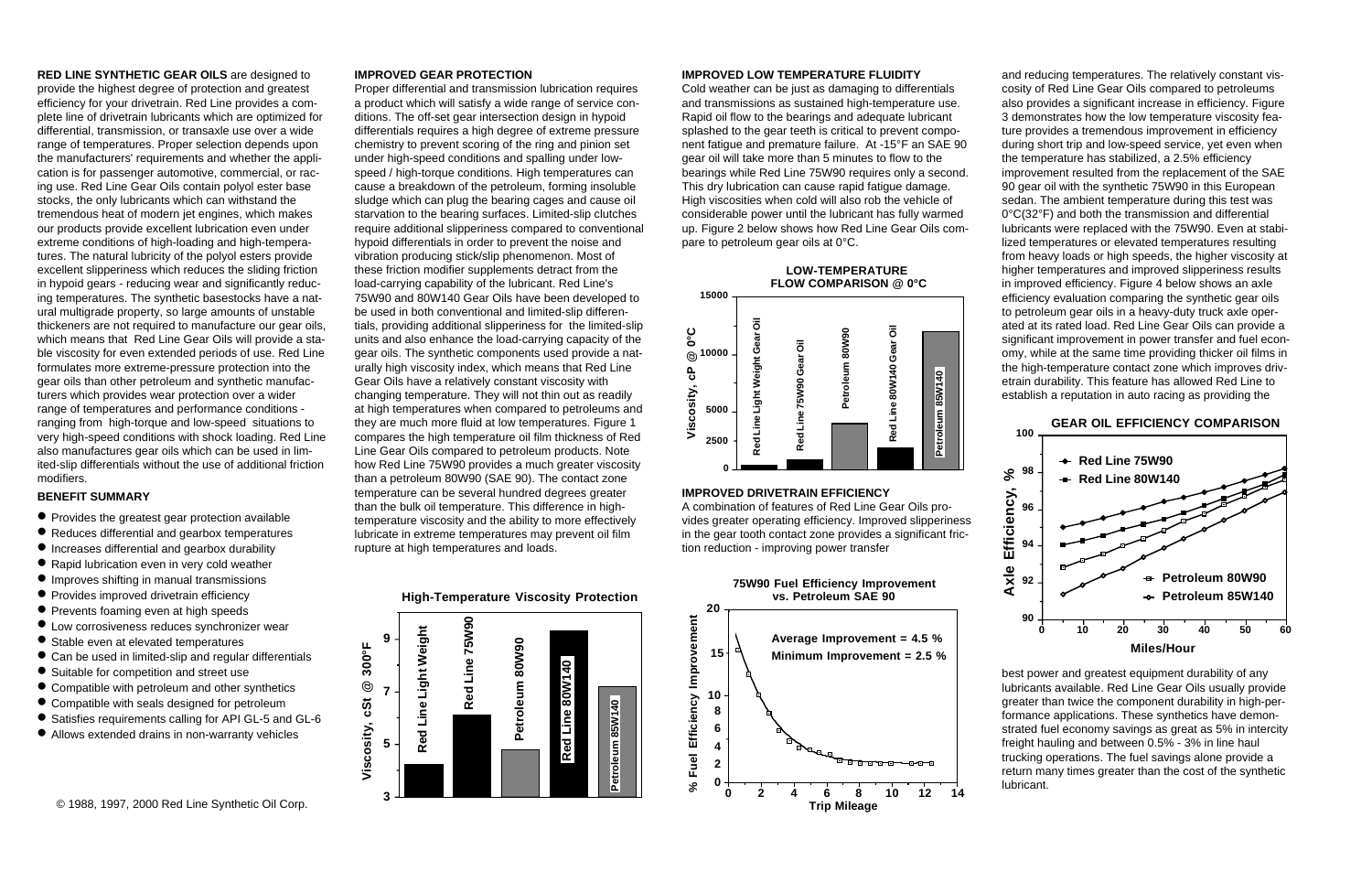**RED LINE SYNTHETIC GEAR OILS** are designed to provide the highest degree of protection and greatest efficiency for your drivetrain. Red Line provides a complete line of drivetrain lubricants which are optimized for differential, transmission, or transaxle use over a wide range of temperatures. Proper selection depends upon the manufacturers' requirements and whether the application is for passenger automotive, commercial, or racing use. Red Line Gear Oils contain polyol ester base stocks, the only lubricants which can withstand the tremendous heat of modern jet engines, which makes our products provide excellent lubrication even under extreme conditions of high-loading and high-temperatures. The natural lubricity of the polyol esters provide excellent slipperiness which reduces the sliding friction in hypoid gears - reducing wear and significantly reducing temperatures. The synthetic basestocks have a natural multigrade property, so large amounts of unstable thickeners are not required to manufacture our gear oils, which means that Red Line Gear Oils will provide a stable viscosity for even extended periods of use. Red Line formulates more extreme-pressure protection into the gear oils than other petroleum and synthetic manufacturers which provides wear protection over a wider range of temperatures and performance conditions - ranging from high-torque and low-speed situations to very high-speed conditions with shock loading. Red Line also manufactures gear oils which can be used in limited-slip differentials without the use of additional friction modifiers.

### BENEFIT SUMMARY

- Provides the greatest gear protection available
- Reduces differential and gearbox temperatures
- Increases differential and gearbox durability
- Rapid lubrication even in very cold weather
- Improves shifting in manual transmissions
- Provides improved drivetrain efficiency
- Prevents foaming even at high speeds
- Low corrosiveness reduces synchronizer wear
- Stable even at elevated temperatures
- Can be used in limited-slip and regular differentials
- Suitable for competition and street use
- Compatible with petroleum and other synthetics
- Compatible with seals designed for petroleum
- Satisfies requirements calling for API GL-5 and GL-6
- Allows extended drains in non-warranty vehicles

© 1988, 1997, 2000 Red Line Synthetic Oil Corp.

### IMPROVED GEAR PROTECTION

Proper differential and transmission lubrication requires a product which will satisfy a wide range of service conditions. The off-set gear intersection design in hypoid differentials requires a high degree of extreme pressure chemistry to prevent scoring of the ring and pinion set under high-speed conditions and spalling under low-speed / high-torque conditions. High temperatures can cause a breakdown of the petroleum, forming insoluble sludge which can plug the bearing cages and cause oil starvation to the bearing surfaces. Limited-slip clutches require additional slipperiness compared to conventional hypoid differentials in order to prevent the noise and vibration producing stick/slip phenomenon. Most of these friction modifier supplements detract from the load-carrying capability of the lubricant. Red Line's 75W90 and 80W140 Gear Oils have been developed to be used in both conventional and limited-slip differentials, providing additional slipperiness for the limited-slip units and also enhance the load-carrying capacity of the gear oils. The synthetic components used provide a naturally high viscosity index, which means that Red Line Gear Oils have a relatively constant viscosity with changing temperature. They will not thin out as readily at high temperatures when compared to petroleums and they are much more fluid at low temperatures. Figure 1 compares the high temperature oil film thickness of Red Line Gear Oils compared to petroleum products. Note how Red Line 75W90 provides a much greater viscosity than a petroleum 80W90 (SAE 90). The contact zone temperature can be several hundred degrees greater than the bulk oil temperature. This difference in high-temperature viscosity and the ability to more effectively lubricate in extreme temperatures may prevent oil film rupture at high temperatures and loads.

**High-Temperature Viscosity Protection**

(Bar chart: Viscosity, cSt @ 300°F — Red Line Light Weight, Red Line 75W90, Petroleum 80W90, Red Line 80W140, Petroleum 85W140)

### IMPROVED LOW TEMPERATURE FLUIDITY

Cold weather can be just as damaging to differentials and transmissions as sustained high-temperature use. Rapid oil flow to the bearings and adequate lubricant splashed to the gear teeth is critical to prevent component fatigue and premature failure. At -15°F an SAE 90 gear oil will take more than 5 minutes to flow to the bearings while Red Line 75W90 requires only a second. This dry lubrication can cause rapid fatigue damage. High viscosities when cold will also rob the vehicle of considerable power until the lubricant has fully warmed up. Figure 2 below shows how Red Line Gear Oils compare to petroleum gear oils at 0°C.

**LOW-TEMPERATURE FLOW COMPARISON @ 0°C**

(Bar chart: Viscosity, cP @ 0°C — Red Line Light Weight Gear Oil, Red Line 75W90 Gear Oil, Petroleum 80W90, Red Line 80W140 Gear Oil, Petroleum 85W140)

### IMPROVED DRIVETRAIN EFFICIENCY

A combination of features of Red Line Gear Oils provides greater operating efficiency. Improved slipperiness in the gear tooth contact zone provides a significant friction reduction - improving power transfer and reducing temperatures. The relatively constant viscosity of Red Line Gear Oils compared to petroleums also provides a significant increase in efficiency. Figure 3 demonstrates how the low temperature viscosity feature provides a tremendous improvement in efficiency during short trip and low-speed service, yet even when the temperature has stabilized, a 2.5% efficiency improvement resulted from the replacement of the SAE 90 gear oil with the synthetic 75W90 in this European sedan. The ambient temperature during this test was 0°C(32°F) and both the transmission and differential lubricants were replaced with the 75W90. Even at stabilized temperatures or elevated temperatures resulting from heavy loads or high speeds, the higher viscosity at higher temperatures and improved slipperiness results in improved efficiency. Figure 4 below shows an axle efficiency evaluation comparing the synthetic gear oils to petroleum gear oils in a heavy-duty truck axle operated at its rated load. Red Line Gear Oils can provide a significant improvement in power transfer and fuel economy, while at the same time providing thicker oil films in the high-temperature contact zone which improves drivetrain durability. This feature has allowed Red Line to establish a reputation in auto racing as providing the best power and greatest equipment durability of any lubricants available. Red Line Gear Oils usually provide greater than twice the component durability in high-performance applications. These synthetics have demonstrated fuel economy savings as great as 5% in intercity freight hauling and between 0.5% - 3% in line haul trucking operations. The fuel savings alone provide a return many times greater than the cost of the synthetic lubricant.

**75W90 Fuel Efficiency Improvement vs. Petroleum SAE 90**

(Chart: % Fuel Efficiency Improvement vs. Trip Mileage — Average Improvement = 4.5 %; Minimum Improvement = 2.5 %)

**GEAR OIL EFFICIENCY COMPARISON**

(Chart: Axle Efficiency, % vs. Miles/Hour — Red Line 75W90, Red Line 80W140, Petroleum 80W90, Petroleum 85W140)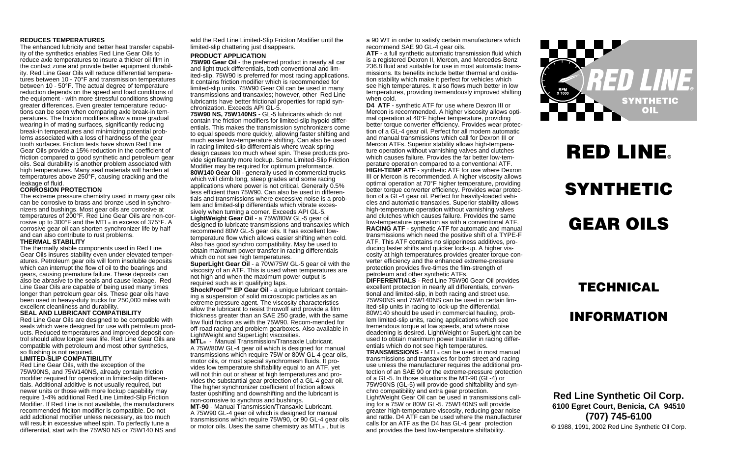**REDUCES TEMPERATURES**

The enhanced lubricity and better heat transfer capability of the synthetics enables Red Line Gear Oils to reduce axle temperatures to insure a thicker oil film in the contact zone and provide better equipment durability. Red Line Gear Oils will reduce differential temperatures between 10 - 70°F and transmission temperatures between 10 - 50°F. The actual degree of temperature reduction depends on the speed and load conditions of the equipment - with more stressful conditions showing greater differences. Even greater temperature reductions can be seen when comparing axle break-in temperatures. The friction modifiers allow a more gradual wearing in of mating surfaces, significantly reducing break-in temperatures and minimizing potential problems associated with a loss of hardness of the gear tooth surfaces. Friction tests have shown Red Line Gear Oils provide a 15% reduction in the coefficient of friction compared to good synthetic and petroleum gear oils. Seal durability is another problem associated with high temperatures. Many seal materials will harden at temperatures above 250°F, causing cracking and the leakage of fluid.

**CORROSION PROTECTION**

The extreme pressure chemistry used in many gear oils can be corrosive to brass and bronze used in synchronizers and bushings. Most gear oils are corrosive at temperatures of 200°F. Red Line Gear Oils are non-corrosive up to 300°F and the MTL® in excess of 375°F. A corrosive gear oil can shorten synchronizer life by half and can also contribute to rust problems.

**THERMAL STABILITY**

The thermally stable components used in Red Line Gear Oils insures stability even under elevated temperatures. Petroleum gear oils will form insoluble deposits which can interrupt the flow of oil to the bearings and gears, causing premature failure. These deposits can also be abrasive to the seals and cause leakage. Red Line Gear Oils are capable of being used many times longer than petroleum gear oils. These gear oils have been used in heavy-duty trucks for 250,000 miles with excellent cleanliness and durability.

**SEAL AND LUBRICANT COMPATIBILITY**

Red Line Gear Oils are designed to be compatible with seals which were designed for use with petroleum products. Reduced temperatures and improved deposit control should allow longer seal life. Red Line Gear Oils are compatible with petroleum and most other synthetics, so flushing is not required.

**LIMITED-SLIP COMPATIBILITY**

Red Line Gear Oils, with the exception of the 75W90NS, and 75W140NS, already contain friction modifier required for operation in limited-slip differentials. Additional additive is not usually required, but newer units or those with more lockup capability may require 1-4% additional Red Line Limited-Slip Friction Modifier. If Red Line is not available, the manufacturers recommended friciton modifier is compatible. Do not add addtional modifier unless necessary, as too much will result in excessive wheel spin. To perfectly tune a differential, start with the 75W90 NS or 75W140 NS and add the Red Line Limited-Slip Friciton Modifier until the limited-slip chattering just disappears.

**PRODUCT APPLICATION**

**75W90 Gear Oil** - the preferred product in nearly all car and light truck differentials, both conventional and limited-slip. 75W90 is preferred for most racing applications. It contains friction modifier which is recommended for limited-slip units. 75W90 Gear Oil can be used in many transmissions and transaxles; however, other Red Line lubricants have better frictional properties for rapid synchronization. Exceeds API GL-5.

**75W90 NS, 75W140NS** - GL-5 lubricants which do not contain the friction modifiers for limited-slip hypoid differentials. This makes the transmission synchronizers come to equal speeds more quickly, allowing faster shifting and much easier low-temperature shifting. Can also be used in racing limited-slip differentials where weak spring design causes too much wheel spin. These products provide significantly more lockup. Some Limited-Slip Friction Modifier may be required for optimum preformance.

**80W140 Gear Oil** - generally used in commercial trucks which will climb long, steep grades and some racing applications where power is not critical. Generally 0.5% less efficient than 75W90. Can also be used in differentials and transmissions where excessive noise is a problem and limited-slip differentials which vibrate excessively when turning a corner. Exceeds API GL-5.

**LightWeight Gear Oil** - a 75W/80W GL-5 gear oil designed to lubricate transmissions and transaxles which recommend 80W GL-5 gear oils. It has excellent low-temperature flow which allows easier shifting when cold. Also has good synchro compatibility. May be used to obtain maximum power transfer in racing differentials which do not see high temperatures.

**SuperLight Gear Oil** - a 70W/75W GL-5 gear oil with the viscosity of an ATF. This is used when temperatures are not high and when the maximum power output is required such as in qualifying laps.

**ShockProof™ EP Gear Oil** - a unique lubricant containing a suspension of solid microscopic particles as an extreme pressure agent. The viscosity characteristics allow the lubricant to resist throwoff and provide a film thickness greater than an SAE 250 grade, with the same low fluid friction as with the 75W90. Recom-mended for off-road racing and problem gearboxes. Also available in LightWeight and SuperLight viscosities.

**MTL®** - Manual Transmission/Transaxle Lubricant. A 75W/80W GL-4 gear oil which is designed for manual transmissions which require 75W or 80W GL-4 gear oils, motor oils, or most special synchromesh fluids. It provides low temperature shiftability equal to an ATF, yet will not thin out or shear at high temperatures and provides the substantial gear protection of a GL-4 gear oil. The higher synchronizer coefficient of friction allows faster upshifting and downshifting and the lubricant is non-corrosive to synchros and bushings.

**MT-90** - Manual Transmission/Transaxle Lubricant. A 75W90 GL-4 gear oil which is designed for manual transmissions which require 75W90, or 90 GL-4 gear oils or motor oils. Uses the same chemistry as MTL®, but is a 90 WT in order to satisfy certain manufacturers which recommend SAE 90 GL-4 gear oils.

**ATF** - a full synthetic automatic transmission fluid which is a registered Dexron II, Mercon, and Mercedes-Benz 236.8 fluid and suitable for use in most automatic transmissions. Its benefits include better thermal and oxidation stability which make it perfect for vehicles which see high temperatures. It also flows much better in low temperatures, providing tremendously improved shifting when cold.

**D4 ATF** - synthetic ATF for use where Dexron III or Mercon is recommended. A higher viscosity allows optimal operation at 40°F higher temperature, providing better torque converter efficiency. Provides wear protection of a GL-4 gear oil. Perfect for all modern automatic and manual transmissions which call for Dexron III or Mercon ATFs. Superior stability allows high-temperature operation without varnishing valves and clutches which causes failure. Provides the far better low-temperature operation compared to a conventional ATF.

**HIGH-TEMP ATF** - synthetic ATF for use where Dexron III or Mercon is recommended. A higher viscosity allows optimal operation at 70°F higher temperature, providing better torque converter efficiency. Provides wear protection of a GL-4 gear oil. Perfect for heavily-loaded vehicles and automatic transaxles. Superior stability allows high-temperature operation without varnishing valves and clutches which causes failure. Provides the same low-temperature operation as with a conventional ATF.

**RACING ATF** - synthetic ATF for automatic and manual transmissions which need the positive shift of a TYPE-F ATF. This ATF contains no slipperiness additives, producing faster shifts and quicker lock-up. A higher viscosity at high temperatures provides greater torque converter efficiency and the enhanced extreme-pressure protection provides five-times the film-strength of petroleum and other synthetic ATFs.

**DIFFERENTIALS** - Red Line 75W90 Gear Oil provides excellent protection in nearly all differentials, conventional and limited-slip, in both racing and street use. 75W90NS and 75W140NS can be used in certain limited-slip units in racing to lock-up the differential. 80W140 should be used in commercial hauling, problem limited-slip units, racing applications which see tremendous torque at low speeds, and where noise deadening is desired. LightWeight or SuperLight can be used to obtain maximum power transfer in racing differentials which do not see high temperatures.

**TRANSMISSIONS** - MTL® can be used in most manual transmissions and transaxles for both street and racing use unless the manufacturer requires the additional protection of an SAE 90 or the extreme-pressure protection of a GL-5. In those situations the MT-90 (GL-4) or 75W90NS (GL-5) will provide good shiftability and synchro compatibility and extra gear protection. LightWeight Gear Oil can be used in transmissions calling for a 75W or 80W GL-5. 75W140NS will provide greater high-temperature viscosity, reducing gear noise and rattle. D4 ATF can be used where the manufacturer calls for an ATF as the D4 has GL-4 gear protection and provides the best low-temperature shiftability.

RED LINE® SYNTHETIC OIL

# RED LINE®

# SYNTHETIC

# GEAR OILS

## TECHNICAL

## INFORMATION

**Red Line Synthetic Oil Corp.**
**6100 Egret Court, Benicia, CA 94510**
**(707) 745-6100**

© 1988, 1991, 2002 Red Line Synthetic Oil Corp.